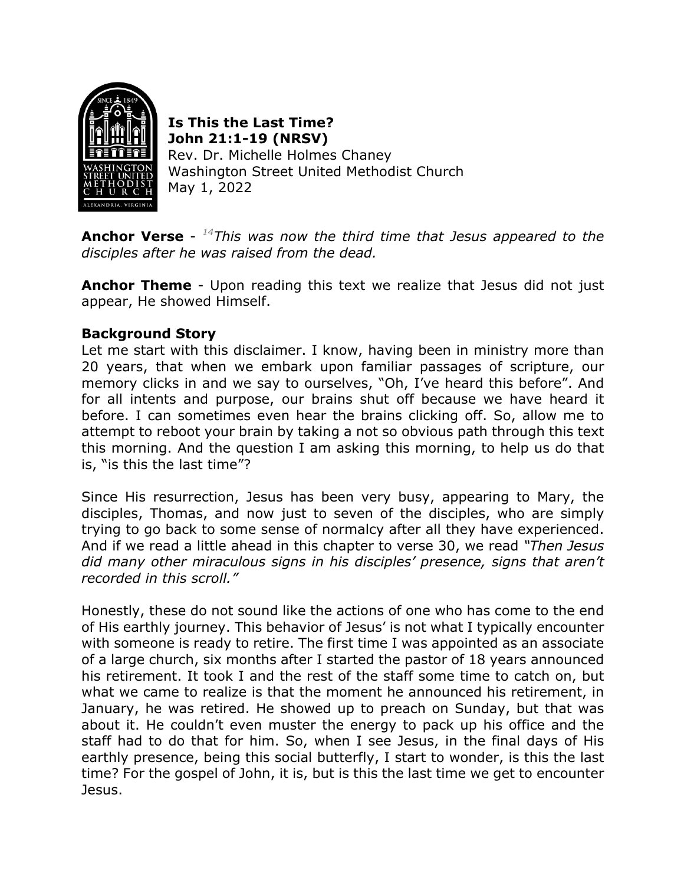**Is This the Last Time?**
**John 21:1-19 (NRSV)**
Rev. Dr. Michelle Holmes Chaney
Washington Street United Methodist Church
May 1, 2022

**Anchor Verse** - [14]*This was now the third time that Jesus appeared to the disciples after he was raised from the dead.*

**Anchor Theme** - Upon reading this text we realize that Jesus did not just appear, He showed Himself.

### Background Story

Let me start with this disclaimer. I know, having been in ministry more than 20 years, that when we embark upon familiar passages of scripture, our memory clicks in and we say to ourselves, "Oh, I've heard this before". And for all intents and purpose, our brains shut off because we have heard it before. I can sometimes even hear the brains clicking off. So, allow me to attempt to reboot your brain by taking a not so obvious path through this text this morning. And the question I am asking this morning, to help us do that is, "is this the last time"?

Since His resurrection, Jesus has been very busy, appearing to Mary, the disciples, Thomas, and now just to seven of the disciples, who are simply trying to go back to some sense of normalcy after all they have experienced. And if we read a little ahead in this chapter to verse 30, we read *"Then Jesus did many other miraculous signs in his disciples' presence, signs that aren't recorded in this scroll."*

Honestly, these do not sound like the actions of one who has come to the end of His earthly journey. This behavior of Jesus' is not what I typically encounter with someone is ready to retire. The first time I was appointed as an associate of a large church, six months after I started the pastor of 18 years announced his retirement. It took I and the rest of the staff some time to catch on, but what we came to realize is that the moment he announced his retirement, in January, he was retired. He showed up to preach on Sunday, but that was about it. He couldn't even muster the energy to pack up his office and the staff had to do that for him. So, when I see Jesus, in the final days of His earthly presence, being this social butterfly, I start to wonder, is this the last time? For the gospel of John, it is, but is this the last time we get to encounter Jesus.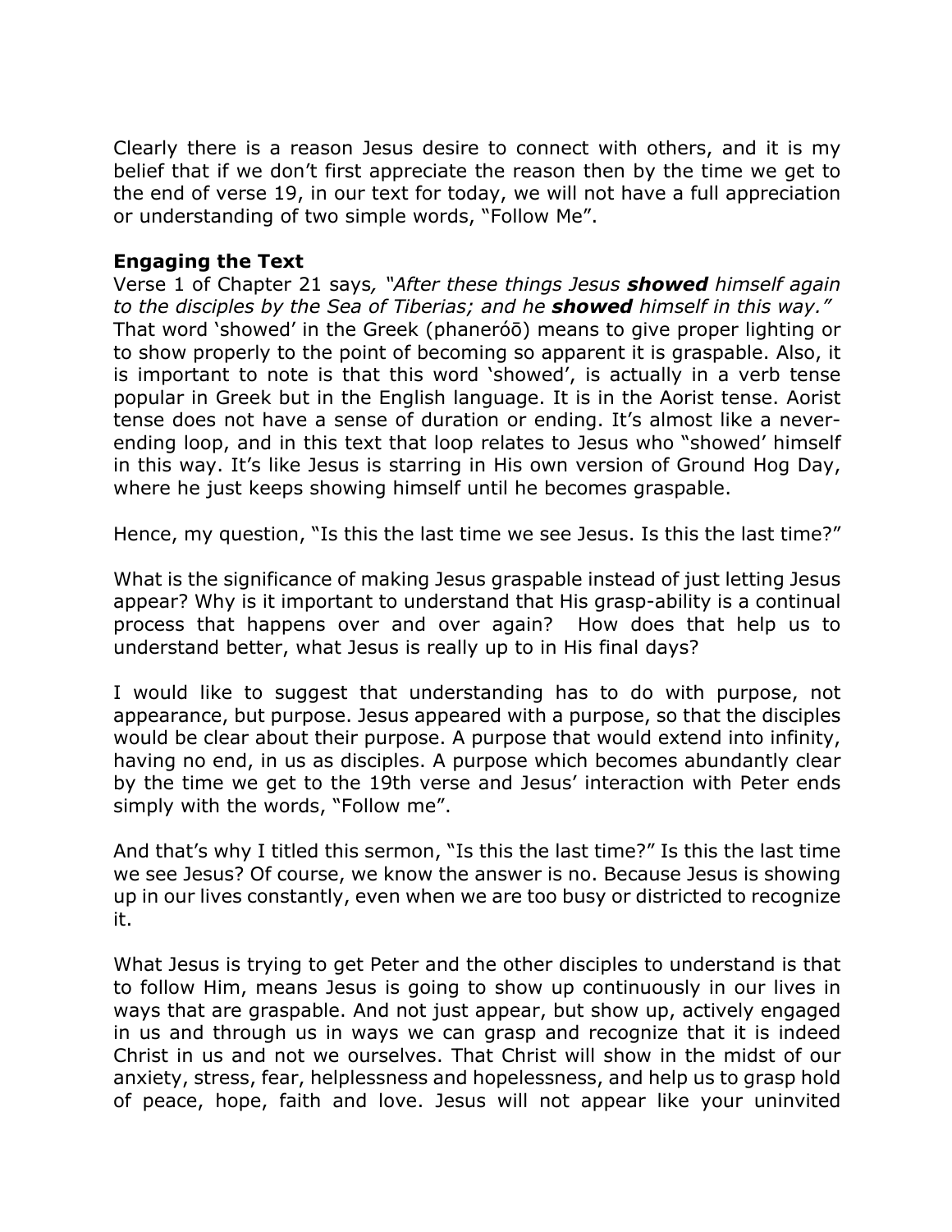Clearly there is a reason Jesus desire to connect with others, and it is my belief that if we don't first appreciate the reason then by the time we get to the end of verse 19, in our text for today, we will not have a full appreciation or understanding of two simple words, "Follow Me".

**Engaging the Text**

Verse 1 of Chapter 21 says*, "After these things Jesus **showed** himself again to the disciples by the Sea of Tiberias; and he **showed** himself in this way."* That word 'showed' in the Greek (phaneróō) means to give proper lighting or to show properly to the point of becoming so apparent it is graspable. Also, it is important to note is that this word 'showed', is actually in a verb tense popular in Greek but in the English language. It is in the Aorist tense. Aorist tense does not have a sense of duration or ending. It's almost like a never-ending loop, and in this text that loop relates to Jesus who "showed' himself in this way. It's like Jesus is starring in His own version of Ground Hog Day, where he just keeps showing himself until he becomes graspable.

Hence, my question, "Is this the last time we see Jesus. Is this the last time?"

What is the significance of making Jesus graspable instead of just letting Jesus appear? Why is it important to understand that His grasp-ability is a continual process that happens over and over again? How does that help us to understand better, what Jesus is really up to in His final days?

I would like to suggest that understanding has to do with purpose, not appearance, but purpose. Jesus appeared with a purpose, so that the disciples would be clear about their purpose. A purpose that would extend into infinity, having no end, in us as disciples. A purpose which becomes abundantly clear by the time we get to the 19th verse and Jesus' interaction with Peter ends simply with the words, "Follow me".

And that's why I titled this sermon, "Is this the last time?" Is this the last time we see Jesus? Of course, we know the answer is no. Because Jesus is showing up in our lives constantly, even when we are too busy or districted to recognize it.

What Jesus is trying to get Peter and the other disciples to understand is that to follow Him, means Jesus is going to show up continuously in our lives in ways that are graspable. And not just appear, but show up, actively engaged in us and through us in ways we can grasp and recognize that it is indeed Christ in us and not we ourselves. That Christ will show in the midst of our anxiety, stress, fear, helplessness and hopelessness, and help us to grasp hold of peace, hope, faith and love. Jesus will not appear like your uninvited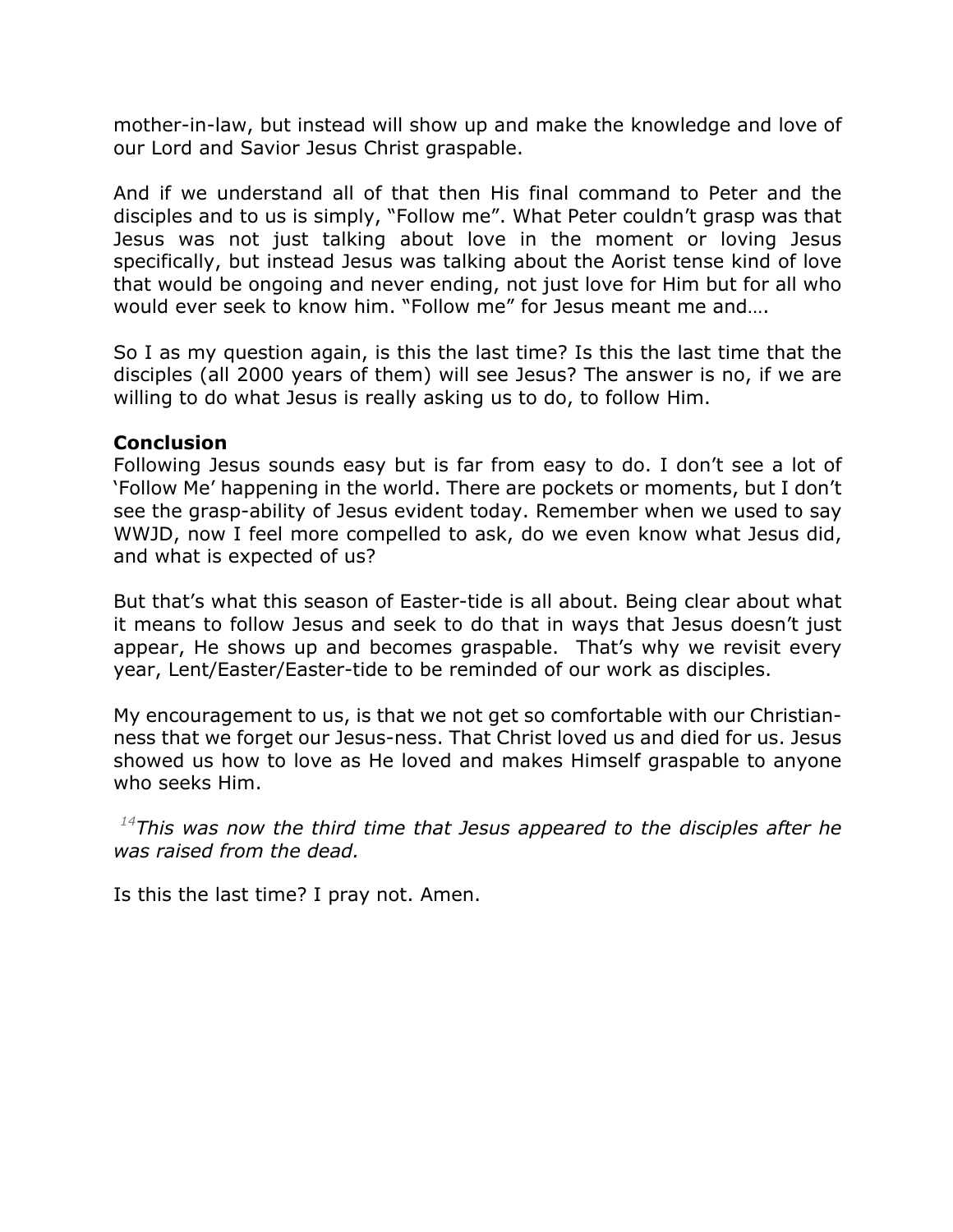mother-in-law, but instead will show up and make the knowledge and love of our Lord and Savior Jesus Christ graspable.

And if we understand all of that then His final command to Peter and the disciples and to us is simply, "Follow me". What Peter couldn't grasp was that Jesus was not just talking about love in the moment or loving Jesus specifically, but instead Jesus was talking about the Aorist tense kind of love that would be ongoing and never ending, not just love for Him but for all who would ever seek to know him. "Follow me" for Jesus meant me and….

So I as my question again, is this the last time? Is this the last time that the disciples (all 2000 years of them) will see Jesus? The answer is no, if we are willing to do what Jesus is really asking us to do, to follow Him.

**Conclusion**

Following Jesus sounds easy but is far from easy to do. I don't see a lot of 'Follow Me' happening in the world. There are pockets or moments, but I don't see the grasp-ability of Jesus evident today. Remember when we used to say WWJD, now I feel more compelled to ask, do we even know what Jesus did, and what is expected of us?

But that's what this season of Easter-tide is all about. Being clear about what it means to follow Jesus and seek to do that in ways that Jesus doesn't just appear, He shows up and becomes graspable. That's why we revisit every year, Lent/Easter/Easter-tide to be reminded of our work as disciples.

My encouragement to us, is that we not get so comfortable with our Christian-ness that we forget our Jesus-ness. That Christ loved us and died for us. Jesus showed us how to love as He loved and makes Himself graspable to anyone who seeks Him.

[14]*This was now the third time that Jesus appeared to the disciples after he was raised from the dead.*

Is this the last time? I pray not. Amen.